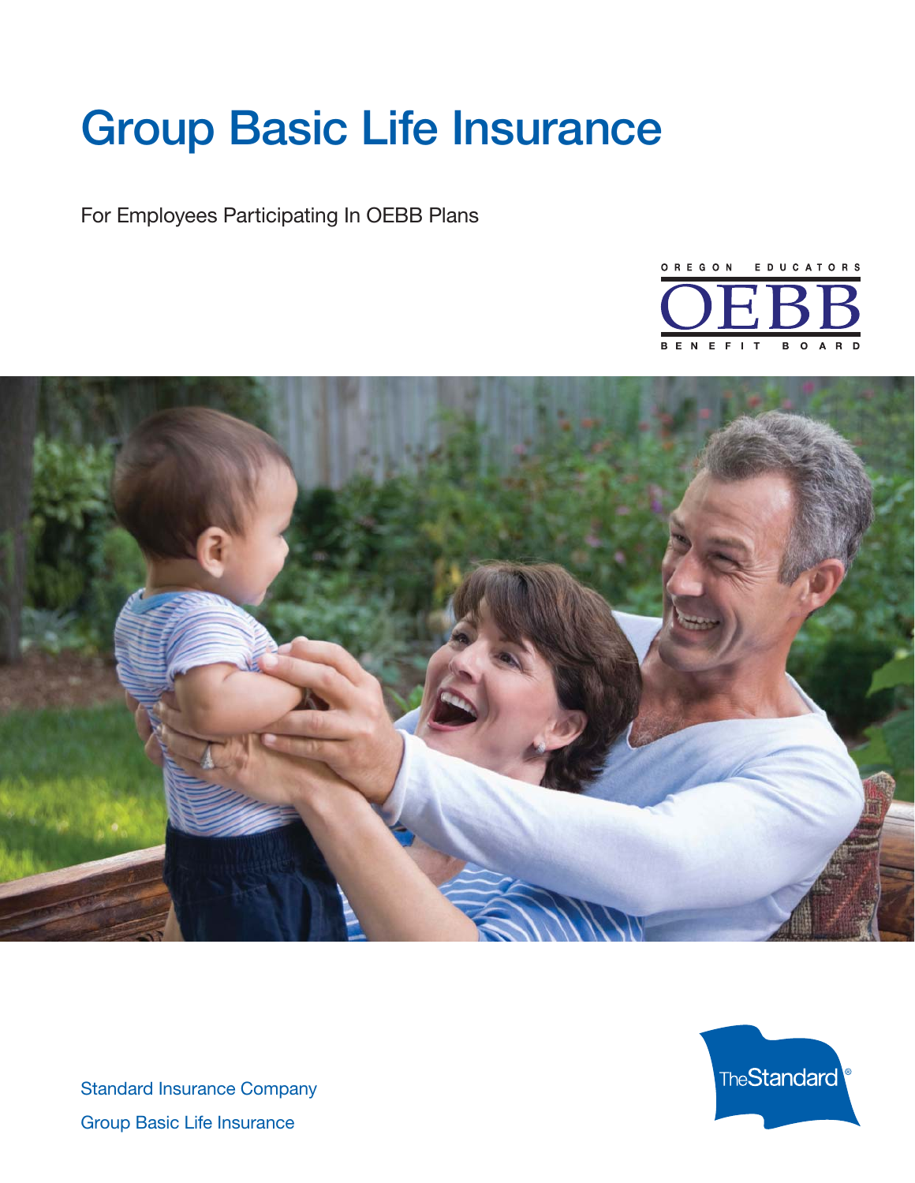# Group Basic Life Insurance

For Employees Participating In OEBB Plans

OREGON EDUCATORS

OEBB

BENEFIT BOARD

Standard Insurance Company

Group Basic Life Insurance

TheStandard®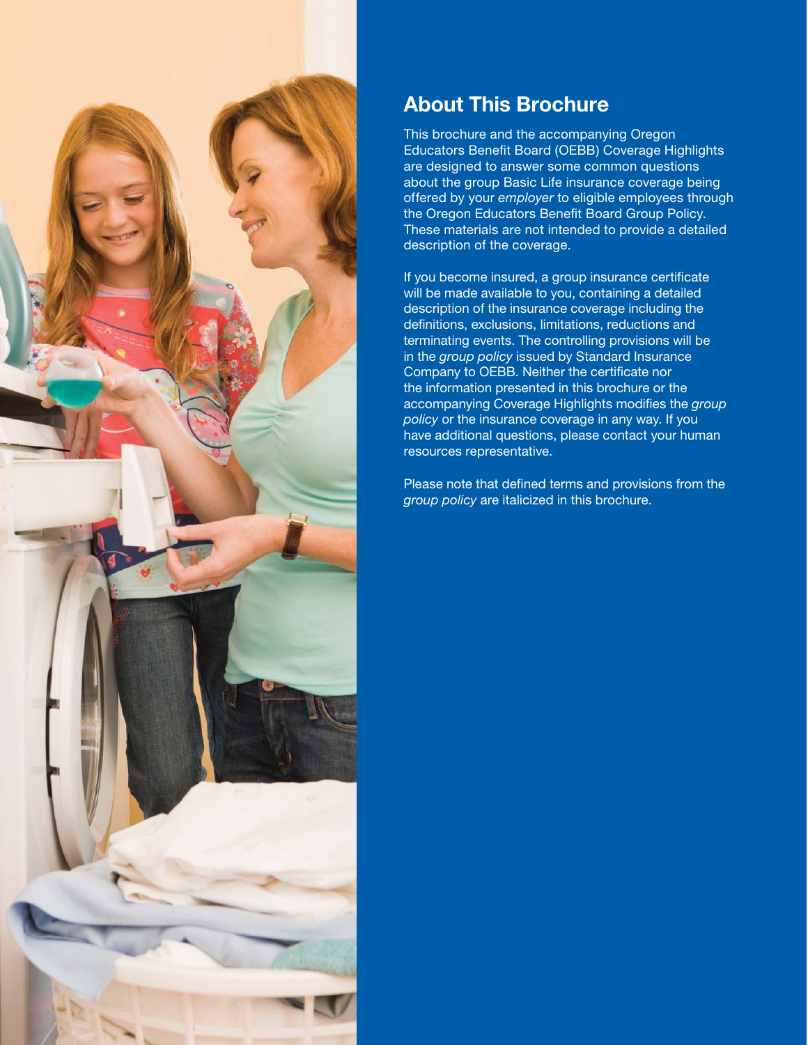## About This Brochure

This brochure and the accompanying Oregon Educators Benefit Board (OEBB) Coverage Highlights are designed to answer some common questions about the group Basic Life insurance coverage being offered by your *employer* to eligible employees through the Oregon Educators Benefit Board Group Policy. These materials are not intended to provide a detailed description of the coverage.

If you become insured, a group insurance certificate will be made available to you, containing a detailed description of the insurance coverage including the definitions, exclusions, limitations, reductions and terminating events. The controlling provisions will be in the *group policy* issued by Standard Insurance Company to OEBB. Neither the certificate nor the information presented in this brochure or the accompanying Coverage Highlights modifies the *group policy* or the insurance coverage in any way. If you have additional questions, please contact your human resources representative.

Please note that defined terms and provisions from the *group policy* are italicized in this brochure.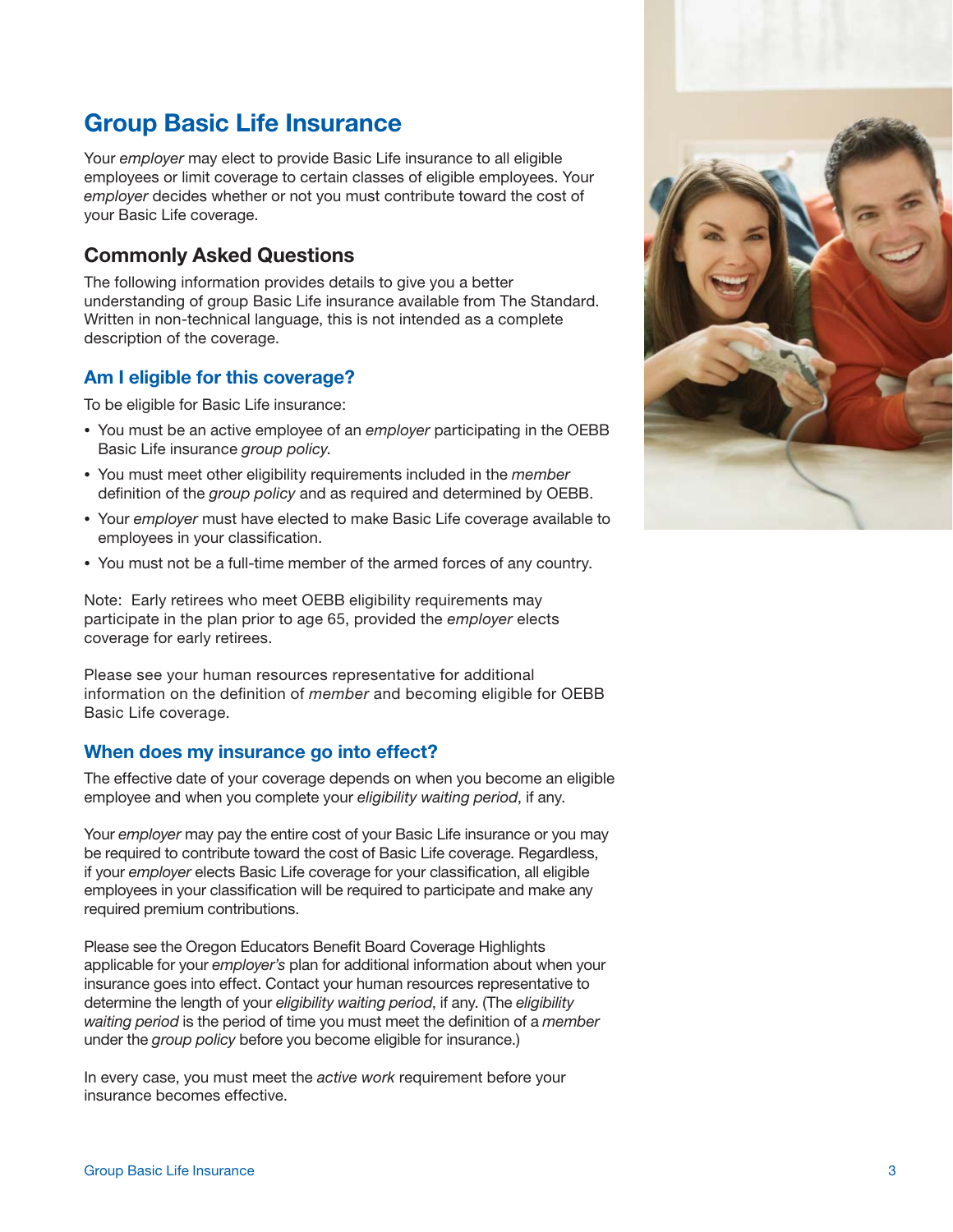# Group Basic Life Insurance

Your *employer* may elect to provide Basic Life insurance to all eligible employees or limit coverage to certain classes of eligible employees. Your *employer* decides whether or not you must contribute toward the cost of your Basic Life coverage.

## Commonly Asked Questions

The following information provides details to give you a better understanding of group Basic Life insurance available from The Standard. Written in non-technical language, this is not intended as a complete description of the coverage.

### Am I eligible for this coverage?

To be eligible for Basic Life insurance:

- You must be an active employee of an *employer* participating in the OEBB Basic Life insurance *group policy*.
- You must meet other eligibility requirements included in the *member* definition of the *group policy* and as required and determined by OEBB.
- Your *employer* must have elected to make Basic Life coverage available to employees in your classification.
- You must not be a full-time member of the armed forces of any country.

Note: Early retirees who meet OEBB eligibility requirements may participate in the plan prior to age 65, provided the *employer* elects coverage for early retirees.

Please see your human resources representative for additional information on the definition of *member* and becoming eligible for OEBB Basic Life coverage.

### When does my insurance go into effect?

The effective date of your coverage depends on when you become an eligible employee and when you complete your *eligibility waiting period*, if any.

Your *employer* may pay the entire cost of your Basic Life insurance or you may be required to contribute toward the cost of Basic Life coverage. Regardless, if your *employer* elects Basic Life coverage for your classification, all eligible employees in your classification will be required to participate and make any required premium contributions.

Please see the Oregon Educators Benefit Board Coverage Highlights applicable for your *employer's* plan for additional information about when your insurance goes into effect. Contact your human resources representative to determine the length of your *eligibility waiting period*, if any. (The *eligibility waiting period* is the period of time you must meet the definition of a *member* under the *group policy* before you become eligible for insurance.)

In every case, you must meet the *active work* requirement before your insurance becomes effective.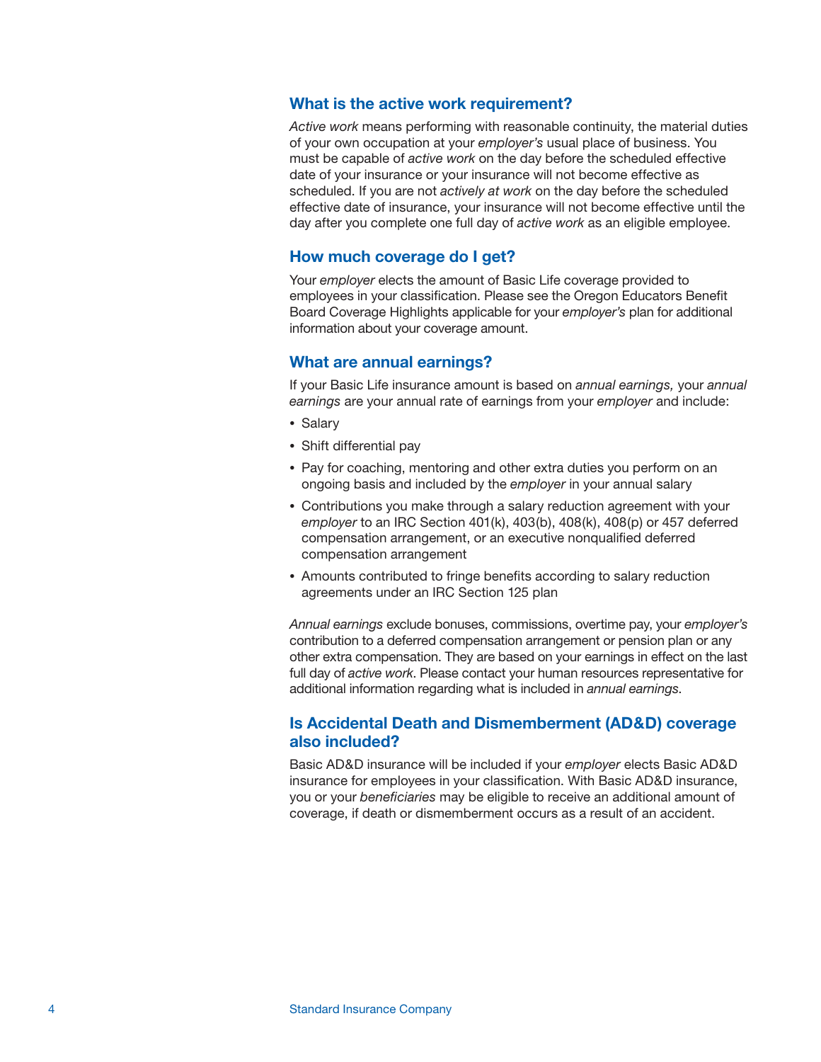## What is the active work requirement?

*Active work* means performing with reasonable continuity, the material duties of your own occupation at your *employer's* usual place of business. You must be capable of *active work* on the day before the scheduled effective date of your insurance or your insurance will not become effective as scheduled. If you are not *actively at work* on the day before the scheduled effective date of insurance, your insurance will not become effective until the day after you complete one full day of *active work* as an eligible employee.

## How much coverage do I get?

Your *employer* elects the amount of Basic Life coverage provided to employees in your classification. Please see the Oregon Educators Benefit Board Coverage Highlights applicable for your *employer's* plan for additional information about your coverage amount.

## What are annual earnings?

If your Basic Life insurance amount is based on *annual earnings,* your *annual earnings* are your annual rate of earnings from your *employer* and include:

- Salary
- Shift differential pay
- Pay for coaching, mentoring and other extra duties you perform on an ongoing basis and included by the *employer* in your annual salary
- Contributions you make through a salary reduction agreement with your *employer* to an IRC Section 401(k), 403(b), 408(k), 408(p) or 457 deferred compensation arrangement, or an executive nonqualified deferred compensation arrangement
- Amounts contributed to fringe benefits according to salary reduction agreements under an IRC Section 125 plan

*Annual earnings* exclude bonuses, commissions, overtime pay, your *employer's* contribution to a deferred compensation arrangement or pension plan or any other extra compensation. They are based on your earnings in effect on the last full day of *active work*. Please contact your human resources representative for additional information regarding what is included in *annual earnings*.

## Is Accidental Death and Dismemberment (AD&D) coverage also included?

Basic AD&D insurance will be included if your *employer* elects Basic AD&D insurance for employees in your classification. With Basic AD&D insurance, you or your *beneficiaries* may be eligible to receive an additional amount of coverage, if death or dismemberment occurs as a result of an accident.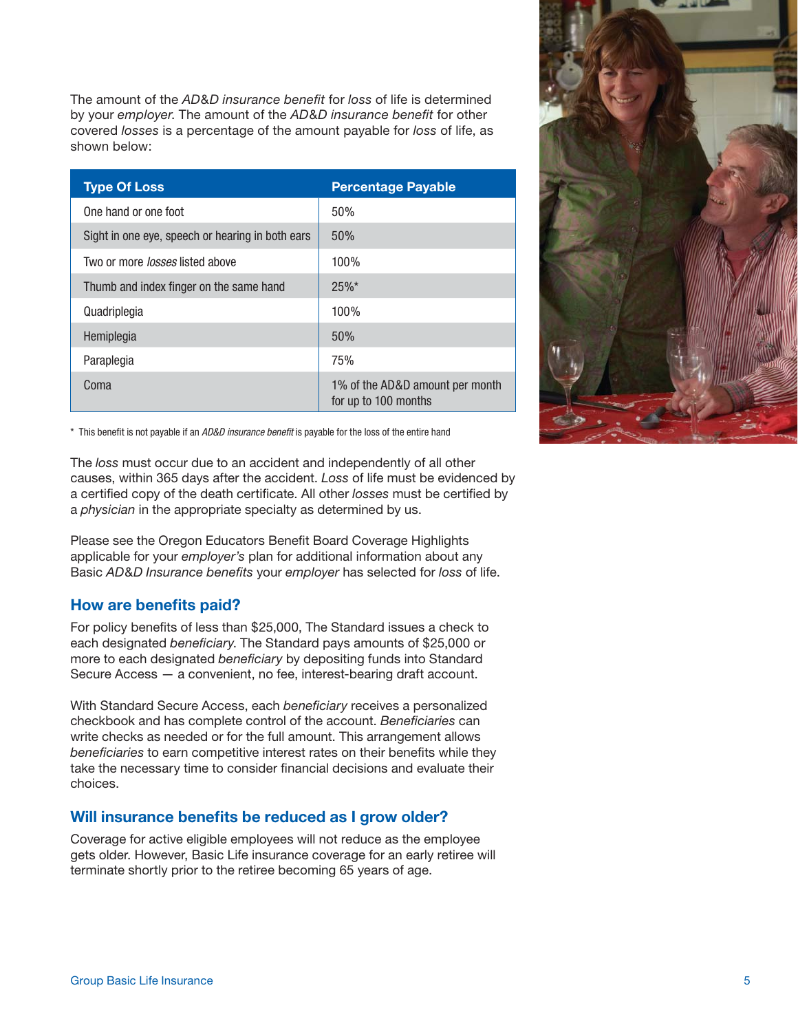The amount of the *AD&D insurance benefit* for *loss* of life is determined by your *employer*. The amount of the *AD&D insurance benefit* for other covered *losses* is a percentage of the amount payable for *loss* of life, as shown below:

| Type Of Loss | Percentage Payable |
| --- | --- |
| One hand or one foot | 50% |
| Sight in one eye, speech or hearing in both ears | 50% |
| Two or more *losses* listed above | 100% |
| Thumb and index finger on the same hand | 25%* |
| Quadriplegia | 100% |
| Hemiplegia | 50% |
| Paraplegia | 75% |
| Coma | 1% of the AD&D amount per month for up to 100 months |

\* This benefit is not payable if an *AD&D insurance benefit* is payable for the loss of the entire hand

The *loss* must occur due to an accident and independently of all other causes, within 365 days after the accident. *Loss* of life must be evidenced by a certified copy of the death certificate. All other *losses* must be certified by a *physician* in the appropriate specialty as determined by us.

Please see the Oregon Educators Benefit Board Coverage Highlights applicable for your *employer's* plan for additional information about any Basic *AD&D Insurance benefits* your *employer* has selected for *loss* of life.

## How are benefits paid?

For policy benefits of less than $25,000, The Standard issues a check to each designated *beneficiary*. The Standard pays amounts of $25,000 or more to each designated *beneficiary* by depositing funds into Standard Secure Access — a convenient, no fee, interest-bearing draft account.

With Standard Secure Access, each *beneficiary* receives a personalized checkbook and has complete control of the account. *Beneficiaries* can write checks as needed or for the full amount. This arrangement allows *beneficiaries* to earn competitive interest rates on their benefits while they take the necessary time to consider financial decisions and evaluate their choices.

## Will insurance benefits be reduced as I grow older?

Coverage for active eligible employees will not reduce as the employee gets older. However, Basic Life insurance coverage for an early retiree will terminate shortly prior to the retiree becoming 65 years of age.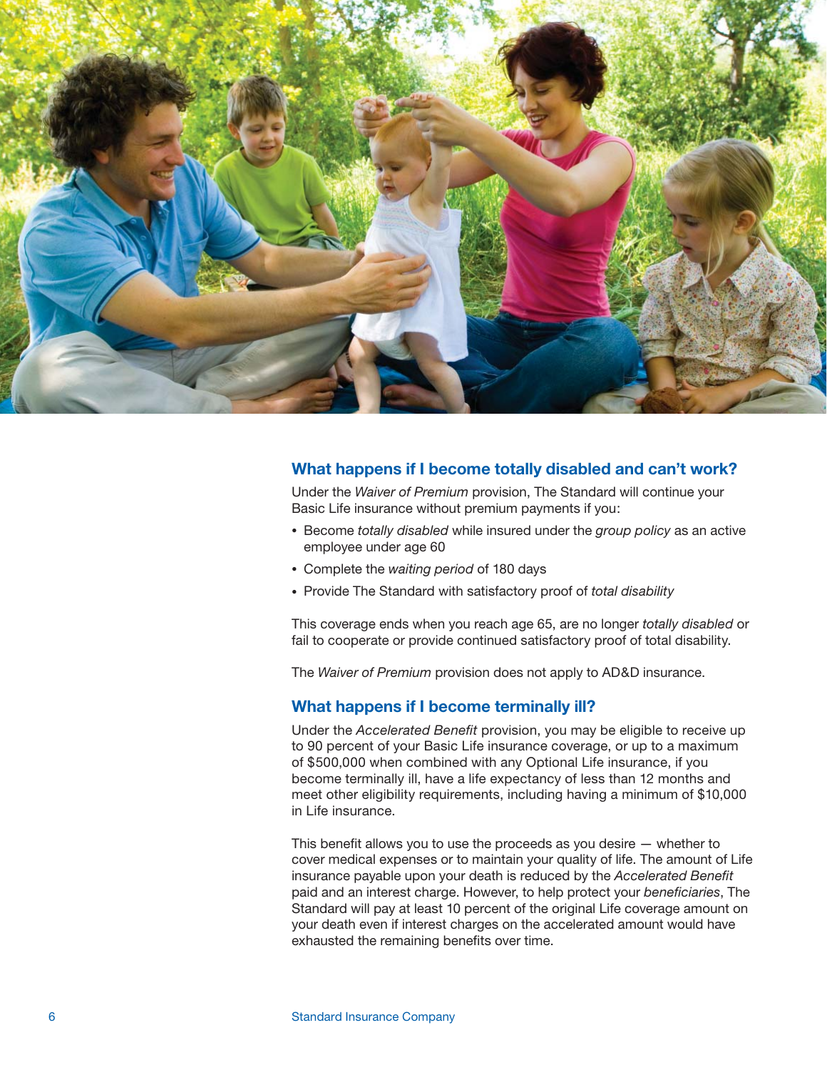## What happens if I become totally disabled and can't work?

Under the *Waiver of Premium* provision, The Standard will continue your Basic Life insurance without premium payments if you:

- Become *totally disabled* while insured under the *group policy* as an active employee under age 60
- Complete the *waiting period* of 180 days
- Provide The Standard with satisfactory proof of *total disability*

This coverage ends when you reach age 65, are no longer *totally disabled* or fail to cooperate or provide continued satisfactory proof of total disability.

The *Waiver of Premium* provision does not apply to AD&D insurance.

## What happens if I become terminally ill?

Under the *Accelerated Benefit* provision, you may be eligible to receive up to 90 percent of your Basic Life insurance coverage, or up to a maximum of $500,000 when combined with any Optional Life insurance, if you become terminally ill, have a life expectancy of less than 12 months and meet other eligibility requirements, including having a minimum of $10,000 in Life insurance.

This benefit allows you to use the proceeds as you desire — whether to cover medical expenses or to maintain your quality of life. The amount of Life insurance payable upon your death is reduced by the *Accelerated Benefit* paid and an interest charge. However, to help protect your *beneficiaries*, The Standard will pay at least 10 percent of the original Life coverage amount on your death even if interest charges on the accelerated amount would have exhausted the remaining benefits over time.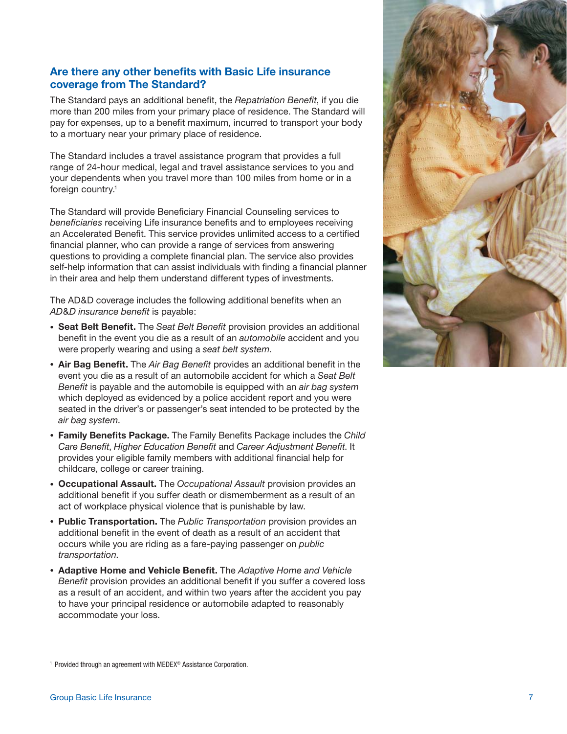## Are there any other benefits with Basic Life insurance coverage from The Standard?

The Standard pays an additional benefit, the *Repatriation Benefit*, if you die more than 200 miles from your primary place of residence. The Standard will pay for expenses, up to a benefit maximum, incurred to transport your body to a mortuary near your primary place of residence.

The Standard includes a travel assistance program that provides a full range of 24-hour medical, legal and travel assistance services to you and your dependents when you travel more than 100 miles from home or in a foreign country.[1]

The Standard will provide Beneficiary Financial Counseling services to *beneficiaries* receiving Life insurance benefits and to employees receiving an Accelerated Benefit. This service provides unlimited access to a certified financial planner, who can provide a range of services from answering questions to providing a complete financial plan. The service also provides self-help information that can assist individuals with finding a financial planner in their area and help them understand different types of investments.

The AD&D coverage includes the following additional benefits when an *AD&D insurance benefit* is payable:

- **Seat Belt Benefit.** The *Seat Belt Benefit* provision provides an additional benefit in the event you die as a result of an *automobile* accident and you were properly wearing and using a *seat belt system*.
- **Air Bag Benefit.** The *Air Bag Benefit* provides an additional benefit in the event you die as a result of an automobile accident for which a *Seat Belt Benefit* is payable and the automobile is equipped with an *air bag system* which deployed as evidenced by a police accident report and you were seated in the driver's or passenger's seat intended to be protected by the *air bag system*.
- **Family Benefits Package.** The Family Benefits Package includes the *Child Care Benefit*, *Higher Education Benefit* and *Career Adjustment Benefit*. It provides your eligible family members with additional financial help for childcare, college or career training.
- **Occupational Assault.** The *Occupational Assault* provision provides an additional benefit if you suffer death or dismemberment as a result of an act of workplace physical violence that is punishable by law.
- **Public Transportation.** The *Public Transportation* provision provides an additional benefit in the event of death as a result of an accident that occurs while you are riding as a fare-paying passenger on *public transportation*.
- **Adaptive Home and Vehicle Benefit.** The *Adaptive Home and Vehicle Benefit* provision provides an additional benefit if you suffer a covered loss as a result of an accident, and within two years after the accident you pay to have your principal residence or automobile adapted to reasonably accommodate your loss.

[1] Provided through an agreement with MEDEX® Assistance Corporation.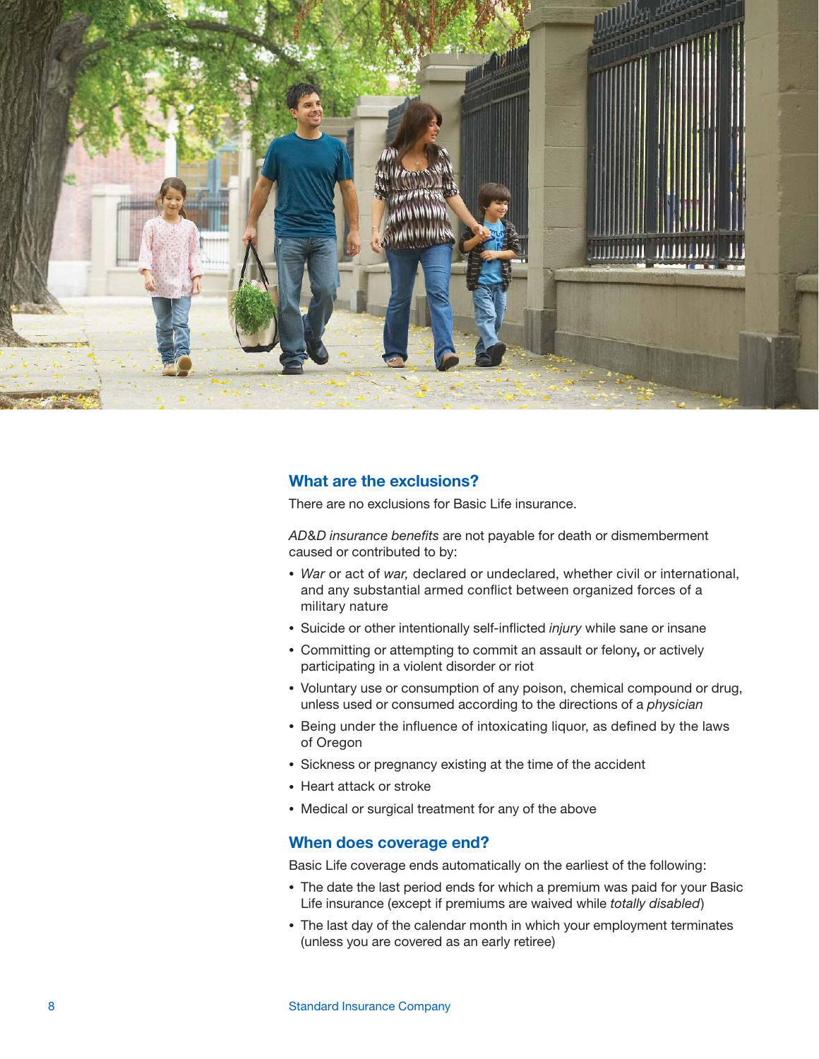## What are the exclusions?

There are no exclusions for Basic Life insurance.

*AD&D insurance benefits* are not payable for death or dismemberment caused or contributed to by:

- *War* or act of *war,* declared or undeclared, whether civil or international, and any substantial armed conflict between organized forces of a military nature
- Suicide or other intentionally self-inflicted *injury* while sane or insane
- Committing or attempting to commit an assault or felony**,** or actively participating in a violent disorder or riot
- Voluntary use or consumption of any poison, chemical compound or drug, unless used or consumed according to the directions of a *physician*
- Being under the influence of intoxicating liquor, as defined by the laws of Oregon
- Sickness or pregnancy existing at the time of the accident
- Heart attack or stroke
- Medical or surgical treatment for any of the above

## When does coverage end?

Basic Life coverage ends automatically on the earliest of the following:

- The date the last period ends for which a premium was paid for your Basic Life insurance (except if premiums are waived while *totally disabled*)
- The last day of the calendar month in which your employment terminates (unless you are covered as an early retiree)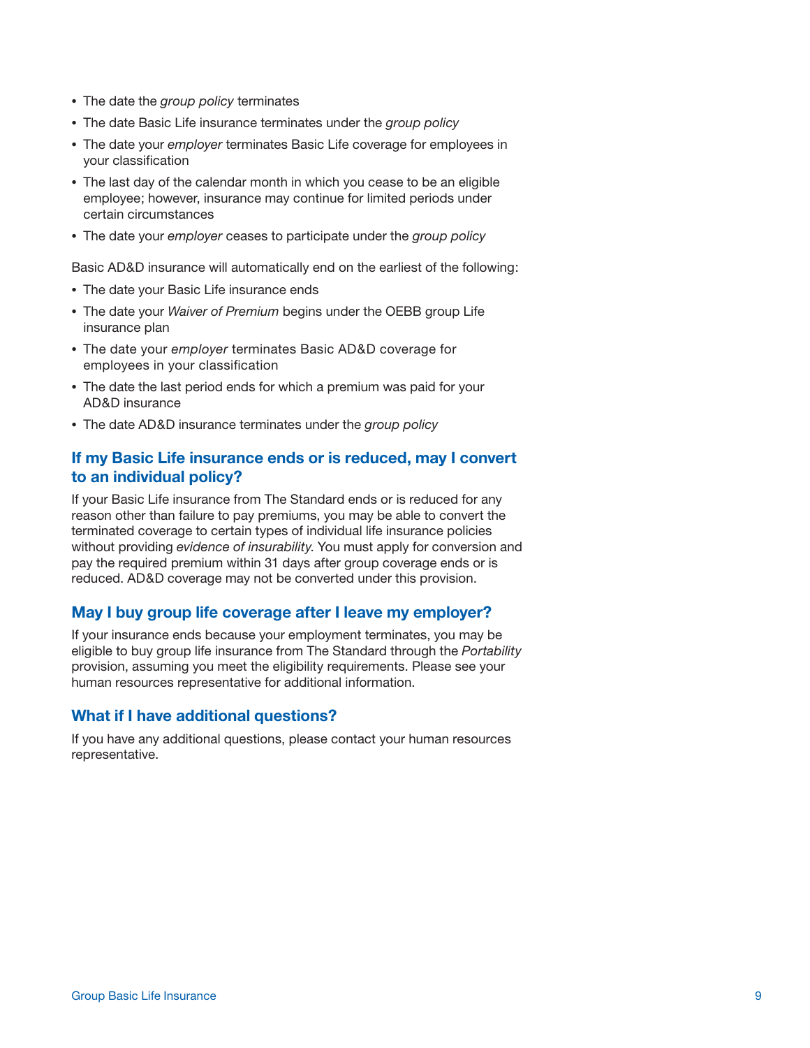- The date the *group policy* terminates
- The date Basic Life insurance terminates under the *group policy*
- The date your *employer* terminates Basic Life coverage for employees in your classification
- The last day of the calendar month in which you cease to be an eligible employee; however, insurance may continue for limited periods under certain circumstances
- The date your *employer* ceases to participate under the *group policy*

Basic AD&D insurance will automatically end on the earliest of the following:

- The date your Basic Life insurance ends
- The date your *Waiver of Premium* begins under the OEBB group Life insurance plan
- The date your *employer* terminates Basic AD&D coverage for employees in your classification
- The date the last period ends for which a premium was paid for your AD&D insurance
- The date AD&D insurance terminates under the *group policy*

## If my Basic Life insurance ends or is reduced, may I convert to an individual policy?

If your Basic Life insurance from The Standard ends or is reduced for any reason other than failure to pay premiums, you may be able to convert the terminated coverage to certain types of individual life insurance policies without providing *evidence of insurability*. You must apply for conversion and pay the required premium within 31 days after group coverage ends or is reduced. AD&D coverage may not be converted under this provision.

## May I buy group life coverage after I leave my employer?

If your insurance ends because your employment terminates, you may be eligible to buy group life insurance from The Standard through the *Portability* provision, assuming you meet the eligibility requirements. Please see your human resources representative for additional information.

## What if I have additional questions?

If you have any additional questions, please contact your human resources representative.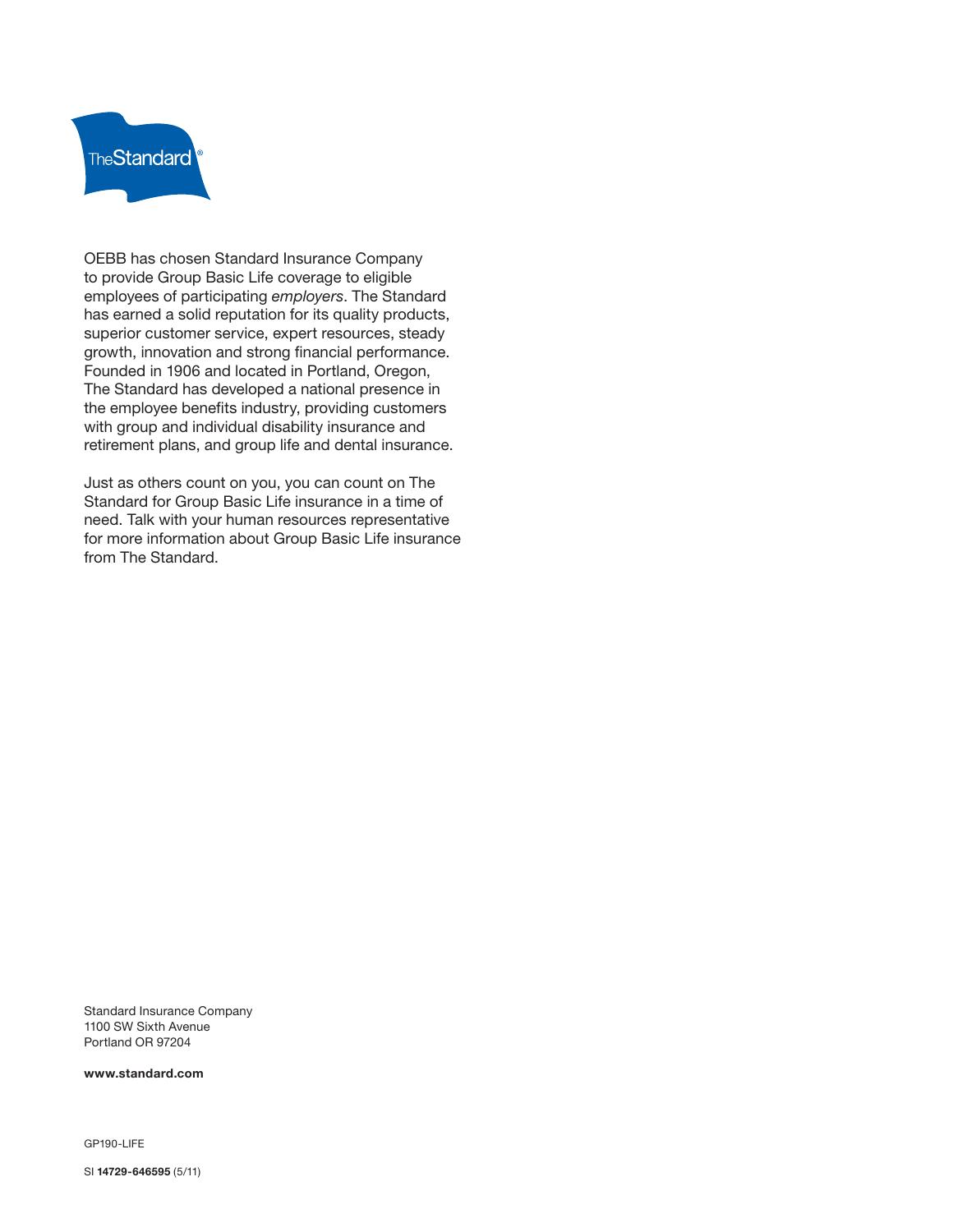TheStandard®

OEBB has chosen Standard Insurance Company to provide Group Basic Life coverage to eligible employees of participating *employers*. The Standard has earned a solid reputation for its quality products, superior customer service, expert resources, steady growth, innovation and strong financial performance. Founded in 1906 and located in Portland, Oregon, The Standard has developed a national presence in the employee benefits industry, providing customers with group and individual disability insurance and retirement plans, and group life and dental insurance.

Just as others count on you, you can count on The Standard for Group Basic Life insurance in a time of need. Talk with your human resources representative for more information about Group Basic Life insurance from The Standard.

Standard Insurance Company
1100 SW Sixth Avenue
Portland OR 97204

**www.standard.com**

GP190-LIFE

SI **14729-646595** (5/11)